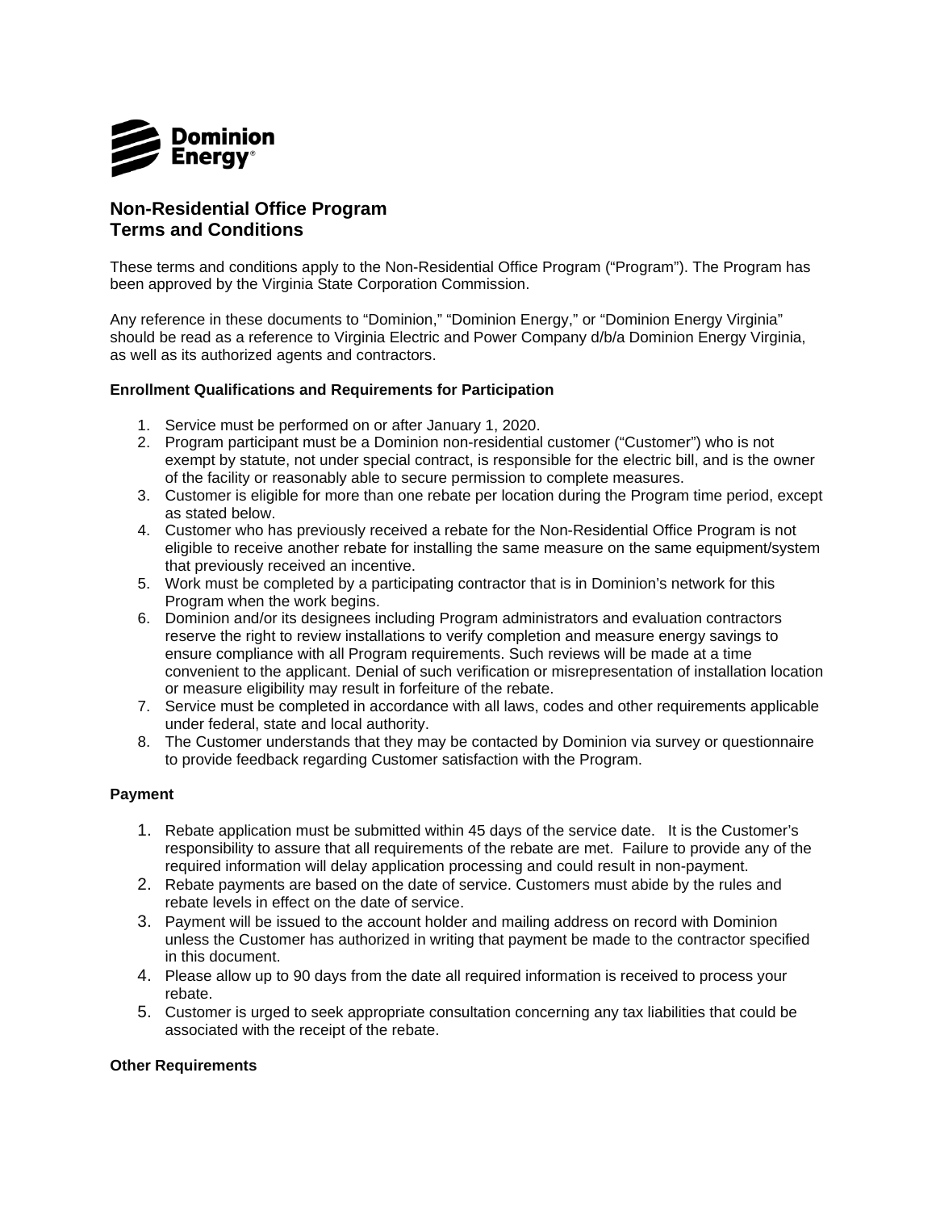# Non-Residential Office Program
# Terms and Conditions

These terms and conditions apply to the Non-Residential Office Program ("Program"). The Program has been approved by the Virginia State Corporation Commission.

Any reference in these documents to "Dominion," "Dominion Energy," or "Dominion Energy Virginia" should be read as a reference to Virginia Electric and Power Company d/b/a Dominion Energy Virginia, as well as its authorized agents and contractors.

### Enrollment Qualifications and Requirements for Participation

1. Service must be performed on or after January 1, 2020.
2. Program participant must be a Dominion non-residential customer ("Customer") who is not exempt by statute, not under special contract, is responsible for the electric bill, and is the owner of the facility or reasonably able to secure permission to complete measures.
3. Customer is eligible for more than one rebate per location during the Program time period, except as stated below.
4. Customer who has previously received a rebate for the Non-Residential Office Program is not eligible to receive another rebate for installing the same measure on the same equipment/system that previously received an incentive.
5. Work must be completed by a participating contractor that is in Dominion's network for this Program when the work begins.
6. Dominion and/or its designees including Program administrators and evaluation contractors reserve the right to review installations to verify completion and measure energy savings to ensure compliance with all Program requirements. Such reviews will be made at a time convenient to the applicant. Denial of such verification or misrepresentation of installation location or measure eligibility may result in forfeiture of the rebate.
7. Service must be completed in accordance with all laws, codes and other requirements applicable under federal, state and local authority.
8. The Customer understands that they may be contacted by Dominion via survey or questionnaire to provide feedback regarding Customer satisfaction with the Program.

### Payment

1. Rebate application must be submitted within 45 days of the service date. It is the Customer's responsibility to assure that all requirements of the rebate are met. Failure to provide any of the required information will delay application processing and could result in non-payment.
2. Rebate payments are based on the date of service. Customers must abide by the rules and rebate levels in effect on the date of service.
3. Payment will be issued to the account holder and mailing address on record with Dominion unless the Customer has authorized in writing that payment be made to the contractor specified in this document.
4. Please allow up to 90 days from the date all required information is received to process your rebate.
5. Customer is urged to seek appropriate consultation concerning any tax liabilities that could be associated with the receipt of the rebate.

### Other Requirements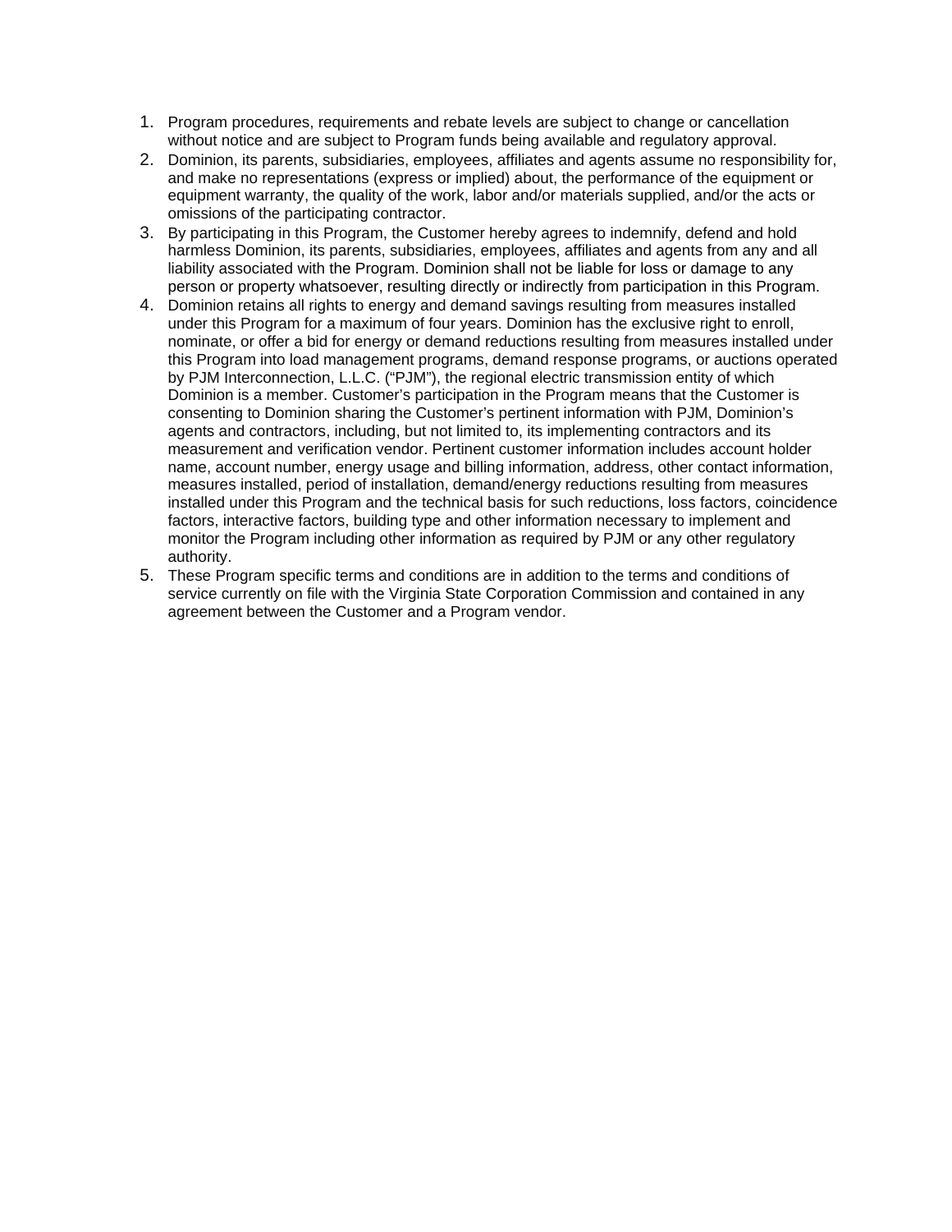1. Program procedures, requirements and rebate levels are subject to change or cancellation without notice and are subject to Program funds being available and regulatory approval.
2. Dominion, its parents, subsidiaries, employees, affiliates and agents assume no responsibility for, and make no representations (express or implied) about, the performance of the equipment or equipment warranty, the quality of the work, labor and/or materials supplied, and/or the acts or omissions of the participating contractor.
3. By participating in this Program, the Customer hereby agrees to indemnify, defend and hold harmless Dominion, its parents, subsidiaries, employees, affiliates and agents from any and all liability associated with the Program. Dominion shall not be liable for loss or damage to any person or property whatsoever, resulting directly or indirectly from participation in this Program.
4. Dominion retains all rights to energy and demand savings resulting from measures installed under this Program for a maximum of four years. Dominion has the exclusive right to enroll, nominate, or offer a bid for energy or demand reductions resulting from measures installed under this Program into load management programs, demand response programs, or auctions operated by PJM Interconnection, L.L.C. ("PJM"), the regional electric transmission entity of which Dominion is a member. Customer's participation in the Program means that the Customer is consenting to Dominion sharing the Customer's pertinent information with PJM, Dominion's agents and contractors, including, but not limited to, its implementing contractors and its measurement and verification vendor. Pertinent customer information includes account holder name, account number, energy usage and billing information, address, other contact information, measures installed, period of installation, demand/energy reductions resulting from measures installed under this Program and the technical basis for such reductions, loss factors, coincidence factors, interactive factors, building type and other information necessary to implement and monitor the Program including other information as required by PJM or any other regulatory authority.
5. These Program specific terms and conditions are in addition to the terms and conditions of service currently on file with the Virginia State Corporation Commission and contained in any agreement between the Customer and a Program vendor.